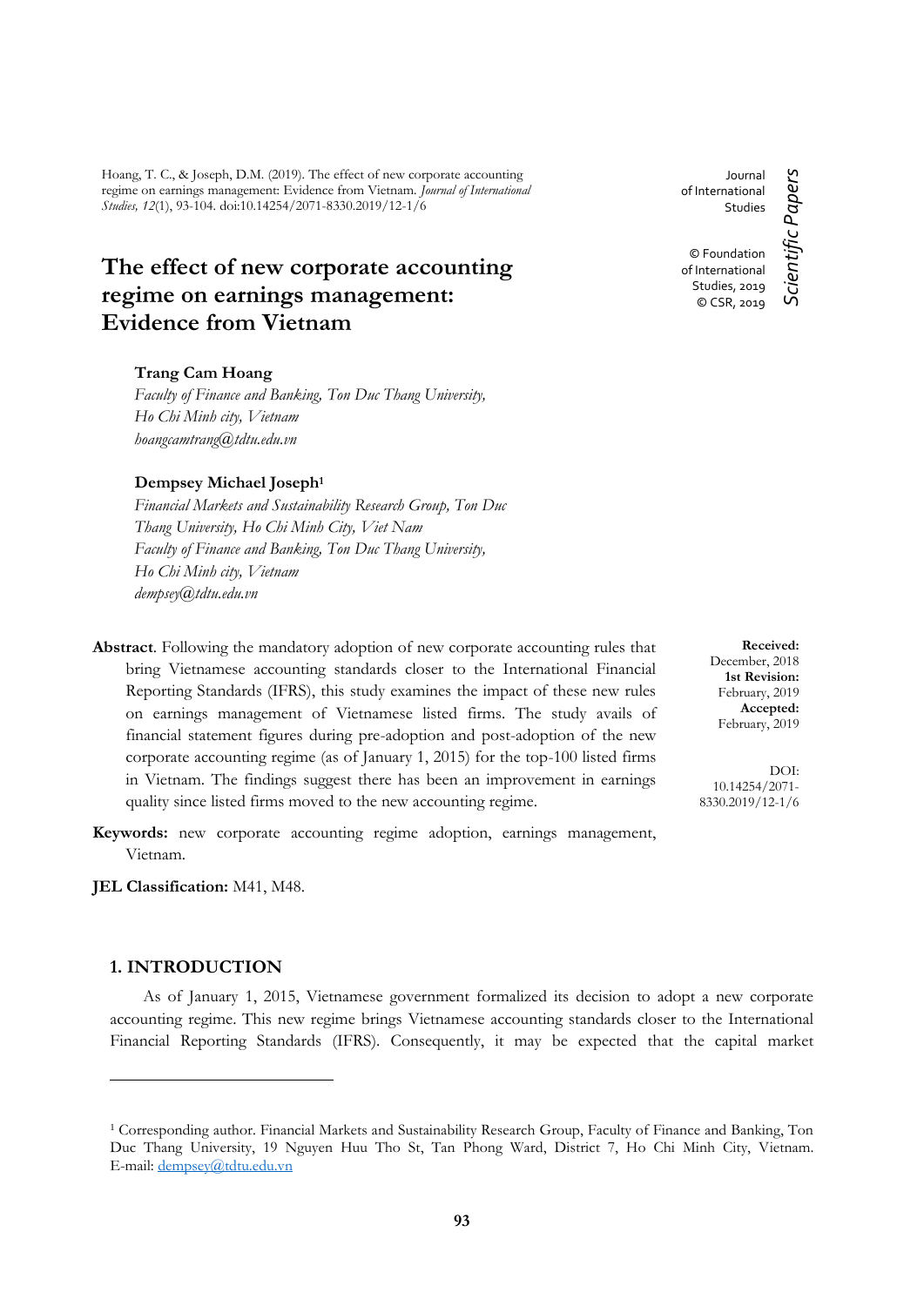Hoang, T. C., & Joseph, D.M. (2019). The effect of new corporate accounting regime on earnings management: Evidence from Vietnam. *Journal of International Studies, 12*(1), 93-104. doi:10.14254/2071-8330.2019/12-1/6

Journal of International Studies

© Foundation of International Studies, 2019
© CSR, 2019

*Scientific Papers*

# The effect of new corporate accounting regime on earnings management: Evidence from Vietnam

**Trang Cam Hoang**
*Faculty of Finance and Banking, Ton Duc Thang University, Ho Chi Minh city, Vietnam*
*hoangcamtrang@tdtu.edu.vn*

**Dempsey Michael Joseph**[1]
*Financial Markets and Sustainability Research Group, Ton Duc Thang University, Ho Chi Minh City, Viet Nam*
*Faculty of Finance and Banking, Ton Duc Thang University, Ho Chi Minh city, Vietnam*
*dempsey@tdtu.edu.vn*

**Received:** December, 2018
**1st Revision:** February, 2019
**Accepted:** February, 2019

DOI: 10.14254/2071-8330.2019/12-1/6

**Abstract**. Following the mandatory adoption of new corporate accounting rules that bring Vietnamese accounting standards closer to the International Financial Reporting Standards (IFRS), this study examines the impact of these new rules on earnings management of Vietnamese listed firms. The study avails of financial statement figures during pre-adoption and post-adoption of the new corporate accounting regime (as of January 1, 2015) for the top-100 listed firms in Vietnam. The findings suggest there has been an improvement in earnings quality since listed firms moved to the new accounting regime.

**Keywords:** new corporate accounting regime adoption, earnings management, Vietnam.

**JEL Classification:** M41, M48.

## 1. INTRODUCTION

As of January 1, 2015, Vietnamese government formalized its decision to adopt a new corporate accounting regime. This new regime brings Vietnamese accounting standards closer to the International Financial Reporting Standards (IFRS). Consequently, it may be expected that the capital market

---

[1] Corresponding author. Financial Markets and Sustainability Research Group, Faculty of Finance and Banking, Ton Duc Thang University, 19 Nguyen Huu Tho St, Tan Phong Ward, District 7, Ho Chi Minh City, Vietnam. E-mail: dempsey@tdtu.edu.vn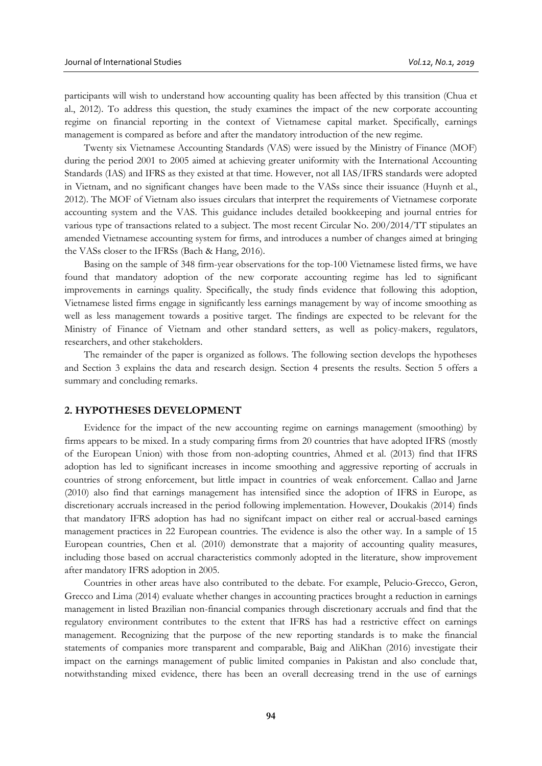participants will wish to understand how accounting quality has been affected by this transition (Chua et al., 2012). To address this question, the study examines the impact of the new corporate accounting regime on financial reporting in the context of Vietnamese capital market. Specifically, earnings management is compared as before and after the mandatory introduction of the new regime.

Twenty six Vietnamese Accounting Standards (VAS) were issued by the Ministry of Finance (MOF) during the period 2001 to 2005 aimed at achieving greater uniformity with the International Accounting Standards (IAS) and IFRS as they existed at that time. However, not all IAS/IFRS standards were adopted in Vietnam, and no significant changes have been made to the VASs since their issuance (Huynh et al., 2012). The MOF of Vietnam also issues circulars that interpret the requirements of Vietnamese corporate accounting system and the VAS. This guidance includes detailed bookkeeping and journal entries for various type of transactions related to a subject. The most recent Circular No. 200/2014/TT stipulates an amended Vietnamese accounting system for firms, and introduces a number of changes aimed at bringing the VASs closer to the IFRSs (Bach & Hang, 2016).

Basing on the sample of 348 firm-year observations for the top-100 Vietnamese listed firms, we have found that mandatory adoption of the new corporate accounting regime has led to significant improvements in earnings quality. Specifically, the study finds evidence that following this adoption, Vietnamese listed firms engage in significantly less earnings management by way of income smoothing as well as less management towards a positive target. The findings are expected to be relevant for the Ministry of Finance of Vietnam and other standard setters, as well as policy-makers, regulators, researchers, and other stakeholders.

The remainder of the paper is organized as follows. The following section develops the hypotheses and Section 3 explains the data and research design. Section 4 presents the results. Section 5 offers a summary and concluding remarks.

## 2. HYPOTHESES DEVELOPMENT

Evidence for the impact of the new accounting regime on earnings management (smoothing) by firms appears to be mixed. In a study comparing firms from 20 countries that have adopted IFRS (mostly of the European Union) with those from non-adopting countries, Ahmed et al. (2013) find that IFRS adoption has led to significant increases in income smoothing and aggressive reporting of accruals in countries of strong enforcement, but little impact in countries of weak enforcement. Callao and Jarne (2010) also find that earnings management has intensified since the adoption of IFRS in Europe, as discretionary accruals increased in the period following implementation. However, Doukakis (2014) finds that mandatory IFRS adoption has had no signifcant impact on either real or accrual-based earnings management practices in 22 European countries. The evidence is also the other way. In a sample of 15 European countries, Chen et al. (2010) demonstrate that a majority of accounting quality measures, including those based on accrual characteristics commonly adopted in the literature, show improvement after mandatory IFRS adoption in 2005.

Countries in other areas have also contributed to the debate. For example, Pelucio-Grecco, Geron, Grecco and Lima (2014) evaluate whether changes in accounting practices brought a reduction in earnings management in listed Brazilian non-financial companies through discretionary accruals and find that the regulatory environment contributes to the extent that IFRS has had a restrictive effect on earnings management. Recognizing that the purpose of the new reporting standards is to make the financial statements of companies more transparent and comparable, Baig and AliKhan (2016) investigate their impact on the earnings management of public limited companies in Pakistan and also conclude that, notwithstanding mixed evidence, there has been an overall decreasing trend in the use of earnings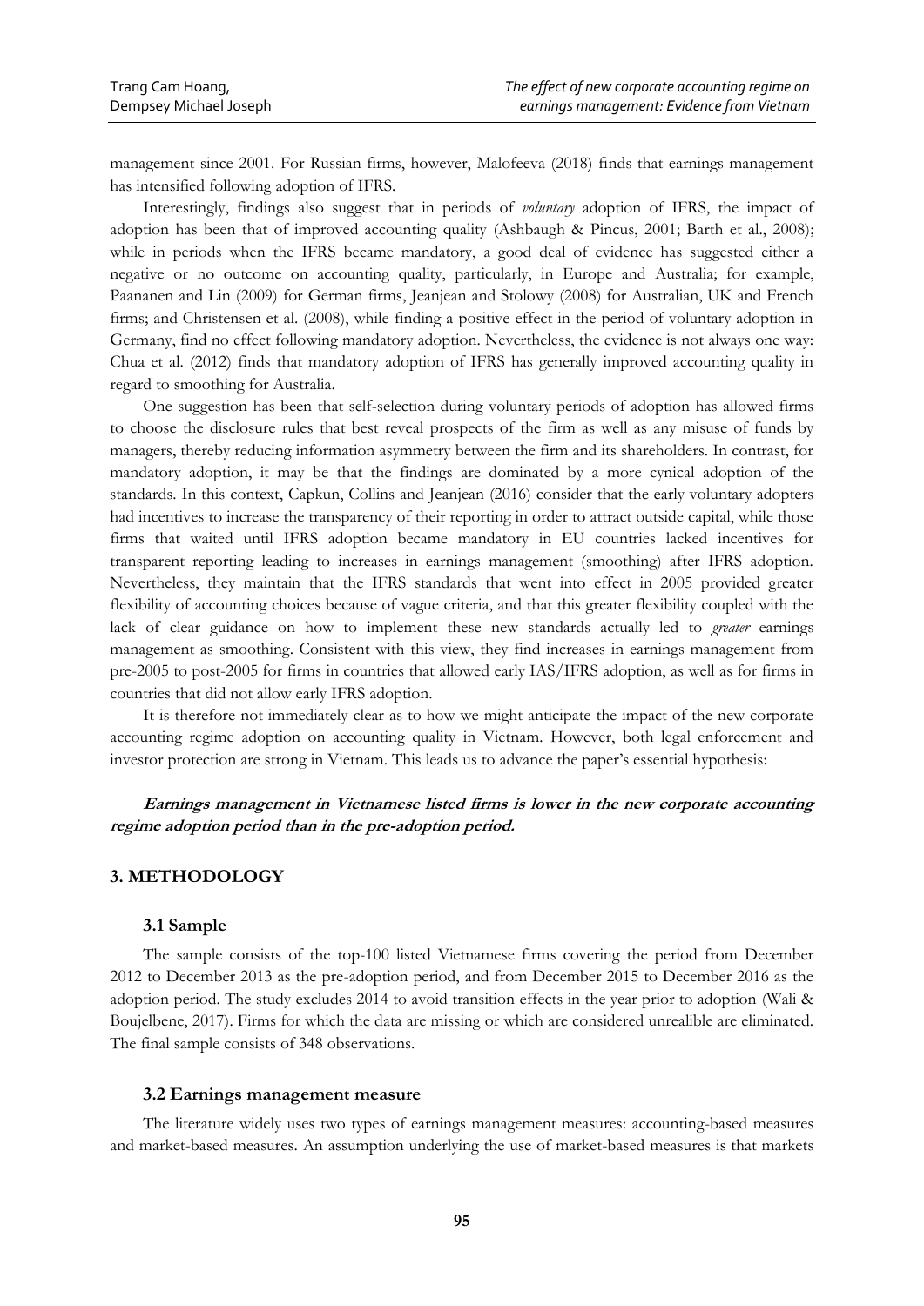management since 2001. For Russian firms, however, Malofeeva (2018) finds that earnings management has intensified following adoption of IFRS.

Interestingly, findings also suggest that in periods of *voluntary* adoption of IFRS, the impact of adoption has been that of improved accounting quality (Ashbaugh & Pincus, 2001; Barth et al., 2008); while in periods when the IFRS became mandatory, a good deal of evidence has suggested either a negative or no outcome on accounting quality, particularly, in Europe and Australia; for example, Paananen and Lin (2009) for German firms, Jeanjean and Stolowy (2008) for Australian, UK and French firms; and Christensen et al. (2008), while finding a positive effect in the period of voluntary adoption in Germany, find no effect following mandatory adoption. Nevertheless, the evidence is not always one way: Chua et al. (2012) finds that mandatory adoption of IFRS has generally improved accounting quality in regard to smoothing for Australia.

One suggestion has been that self-selection during voluntary periods of adoption has allowed firms to choose the disclosure rules that best reveal prospects of the firm as well as any misuse of funds by managers, thereby reducing information asymmetry between the firm and its shareholders. In contrast, for mandatory adoption, it may be that the findings are dominated by a more cynical adoption of the standards. In this context, Capkun, Collins and Jeanjean (2016) consider that the early voluntary adopters had incentives to increase the transparency of their reporting in order to attract outside capital, while those firms that waited until IFRS adoption became mandatory in EU countries lacked incentives for transparent reporting leading to increases in earnings management (smoothing) after IFRS adoption. Nevertheless, they maintain that the IFRS standards that went into effect in 2005 provided greater flexibility of accounting choices because of vague criteria, and that this greater flexibility coupled with the lack of clear guidance on how to implement these new standards actually led to *greater* earnings management as smoothing. Consistent with this view, they find increases in earnings management from pre-2005 to post-2005 for firms in countries that allowed early IAS/IFRS adoption, as well as for firms in countries that did not allow early IFRS adoption.

It is therefore not immediately clear as to how we might anticipate the impact of the new corporate accounting regime adoption on accounting quality in Vietnam. However, both legal enforcement and investor protection are strong in Vietnam. This leads us to advance the paper's essential hypothesis:

***Earnings management in Vietnamese listed firms is lower in the new corporate accounting regime adoption period than in the pre-adoption period.***

## 3. METHODOLOGY

### 3.1 Sample

The sample consists of the top-100 listed Vietnamese firms covering the period from December 2012 to December 2013 as the pre-adoption period, and from December 2015 to December 2016 as the adoption period. The study excludes 2014 to avoid transition effects in the year prior to adoption (Wali & Boujelbene, 2017). Firms for which the data are missing or which are considered unrealible are eliminated. The final sample consists of 348 observations.

### 3.2 Earnings management measure

The literature widely uses two types of earnings management measures: accounting-based measures and market-based measures. An assumption underlying the use of market-based measures is that markets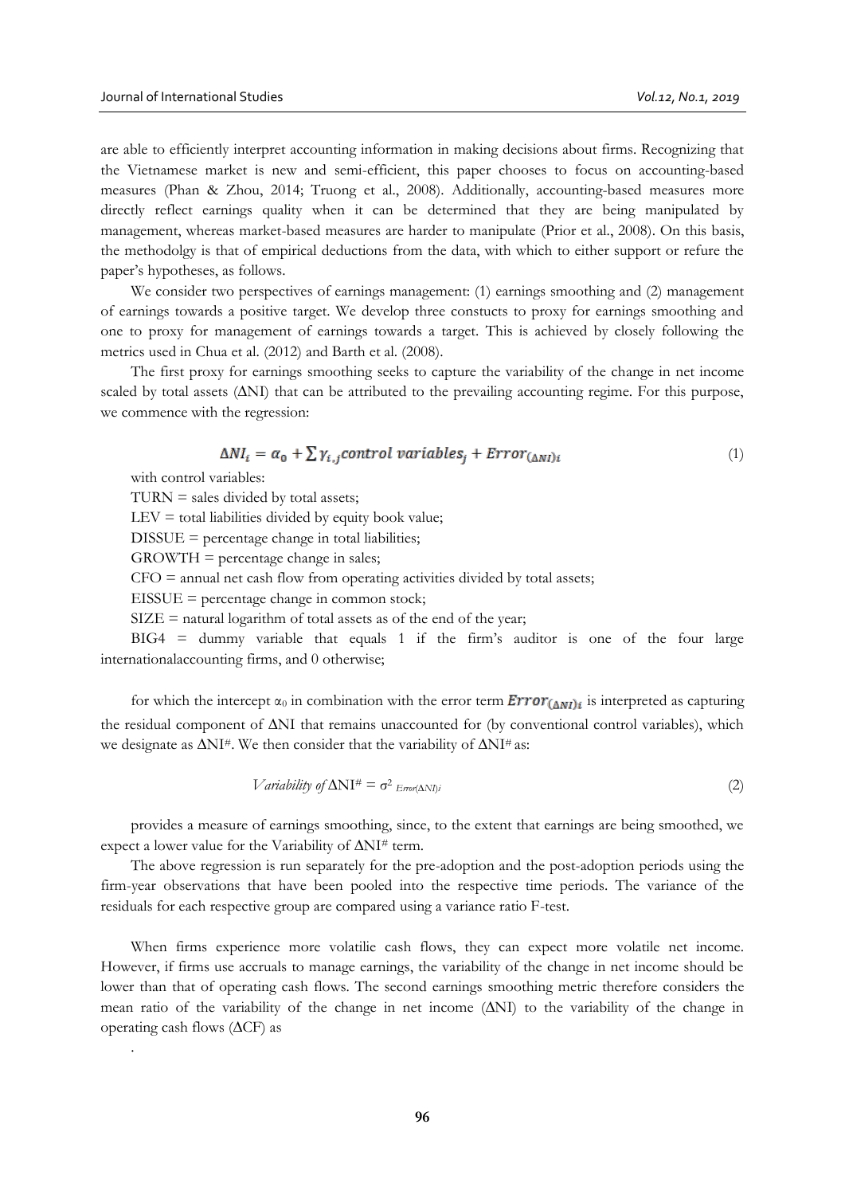are able to efficiently interpret accounting information in making decisions about firms. Recognizing that the Vietnamese market is new and semi-efficient, this paper chooses to focus on accounting-based measures (Phan & Zhou, 2014; Truong et al., 2008). Additionally, accounting-based measures more directly reflect earnings quality when it can be determined that they are being manipulated by management, whereas market-based measures are harder to manipulate (Prior et al., 2008). On this basis, the methodolgy is that of empirical deductions from the data, with which to either support or refure the paper's hypotheses, as follows.

We consider two perspectives of earnings management: (1) earnings smoothing and (2) management of earnings towards a positive target. We develop three constucts to proxy for earnings smoothing and one to proxy for management of earnings towards a target. This is achieved by closely following the metrics used in Chua et al. (2012) and Barth et al. (2008).

The first proxy for earnings smoothing seeks to capture the variability of the change in net income scaled by total assets (ΔNI) that can be attributed to the prevailing accounting regime. For this purpose, we commence with the regression:

$$\Delta NI_i = \alpha_0 + \sum \gamma_{i,j} control\ variables_j + Error_{(\Delta NI)i} \tag{1}$$

with control variables:

TURN = sales divided by total assets;

LEV = total liabilities divided by equity book value;

DISSUE = percentage change in total liabilities;

GROWTH = percentage change in sales;

CFO = annual net cash flow from operating activities divided by total assets;

EISSUE = percentage change in common stock;

SIZE = natural logarithm of total assets as of the end of the year;

BIG4 = dummy variable that equals 1 if the firm's auditor is one of the four large internationalaccounting firms, and 0 otherwise;

for which the intercept $\alpha_0$ in combination with the error term $Error_{(\Delta NI)i}$ is interpreted as capturing the residual component of ΔNI that remains unaccounted for (by conventional control variables), which we designate as $\Delta NI^{\#}$. We then consider that the variability of $\Delta NI^{\#}$ as:

$$Variability\ of\ \Delta NI^{\#} = \sigma^2_{Error(\Delta NI)i} \tag{2}$$

provides a measure of earnings smoothing, since, to the extent that earnings are being smoothed, we expect a lower value for the Variability of $\Delta NI^{\#}$ term.

The above regression is run separately for the pre-adoption and the post-adoption periods using the firm-year observations that have been pooled into the respective time periods. The variance of the residuals for each respective group are compared using a variance ratio F-test.

When firms experience more volatilie cash flows, they can expect more volatile net income. However, if firms use accruals to manage earnings, the variability of the change in net income should be lower than that of operating cash flows. The second earnings smoothing metric therefore considers the mean ratio of the variability of the change in net income (ΔNI) to the variability of the change in operating cash flows (ΔCF) as

.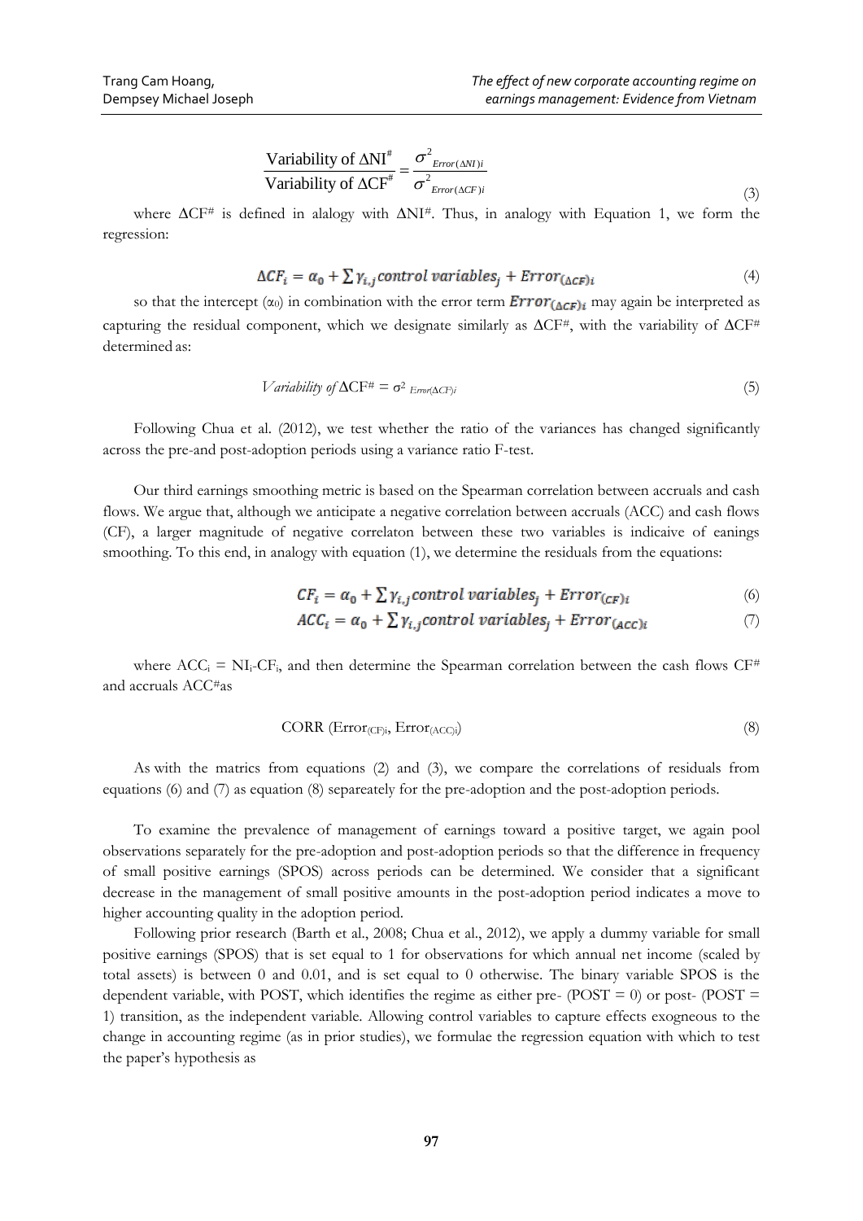$$\frac{\text{Variability of } \Delta \text{NI}^{\#}}{\text{Variability of } \Delta \text{CF}^{\#}} = \frac{\sigma^2_{Error(\Delta NI)i}}{\sigma^2_{Error(\Delta CF)i}} \tag{3}$$

where $\Delta CF^{\#}$ is defined in alalogy with $\Delta NI^{\#}$. Thus, in analogy with Equation 1, we form the regression:

$$\Delta CF_i = \alpha_0 + \sum \gamma_{i,j} control\ variables_j + Error_{(\Delta CF)i} \tag{4}$$

so that the intercept ($\alpha_0$) in combination with the error term $Error_{(\Delta CF)i}$ may again be interpreted as capturing the residual component, which we designate similarly as $\Delta CF^{\#}$, with the variability of $\Delta CF^{\#}$ determined as:

$$Variability\ of\ \Delta CF^{\#} = \sigma^2_{Error(\Delta CF)i} \tag{5}$$

Following Chua et al. (2012), we test whether the ratio of the variances has changed significantly across the pre-and post-adoption periods using a variance ratio F-test.

Our third earnings smoothing metric is based on the Spearman correlation between accruals and cash flows. We argue that, although we anticipate a negative correlation between accruals (ACC) and cash flows (CF), a larger magnitude of negative correlaton between these two variables is indicaive of eanings smoothing. To this end, in analogy with equation (1), we determine the residuals from the equations:

$$CF_i = \alpha_0 + \sum \gamma_{i,j} control\ variables_j + Error_{(CF)i} \tag{6}$$

$$ACC_i = \alpha_0 + \sum \gamma_{i,j} control\ variables_j + Error_{(ACC)i} \tag{7}$$

where $ACC_i = NI_i - CF_i$, and then determine the Spearman correlation between the cash flows $CF^{\#}$ and accruals $ACC^{\#}$as

$$\text{CORR}\ (Error_{(CF)i}, Error_{(ACC)i}) \tag{8}$$

As with the matrics from equations (2) and (3), we compare the correlations of residuals from equations (6) and (7) as equation (8) separeately for the pre-adoption and the post-adoption periods.

To examine the prevalence of management of earnings toward a positive target, we again pool observations separately for the pre-adoption and post-adoption periods so that the difference in frequency of small positive earnings (SPOS) across periods can be determined. We consider that a significant decrease in the management of small positive amounts in the post-adoption period indicates a move to higher accounting quality in the adoption period.

Following prior research (Barth et al., 2008; Chua et al., 2012), we apply a dummy variable for small positive earnings (SPOS) that is set equal to 1 for observations for which annual net income (scaled by total assets) is between 0 and 0.01, and is set equal to 0 otherwise. The binary variable SPOS is the dependent variable, with POST, which identifies the regime as either pre- (POST = 0) or post- (POST = 1) transition, as the independent variable. Allowing control variables to capture effects exogneous to the change in accounting regime (as in prior studies), we formulae the regression equation with which to test the paper's hypothesis as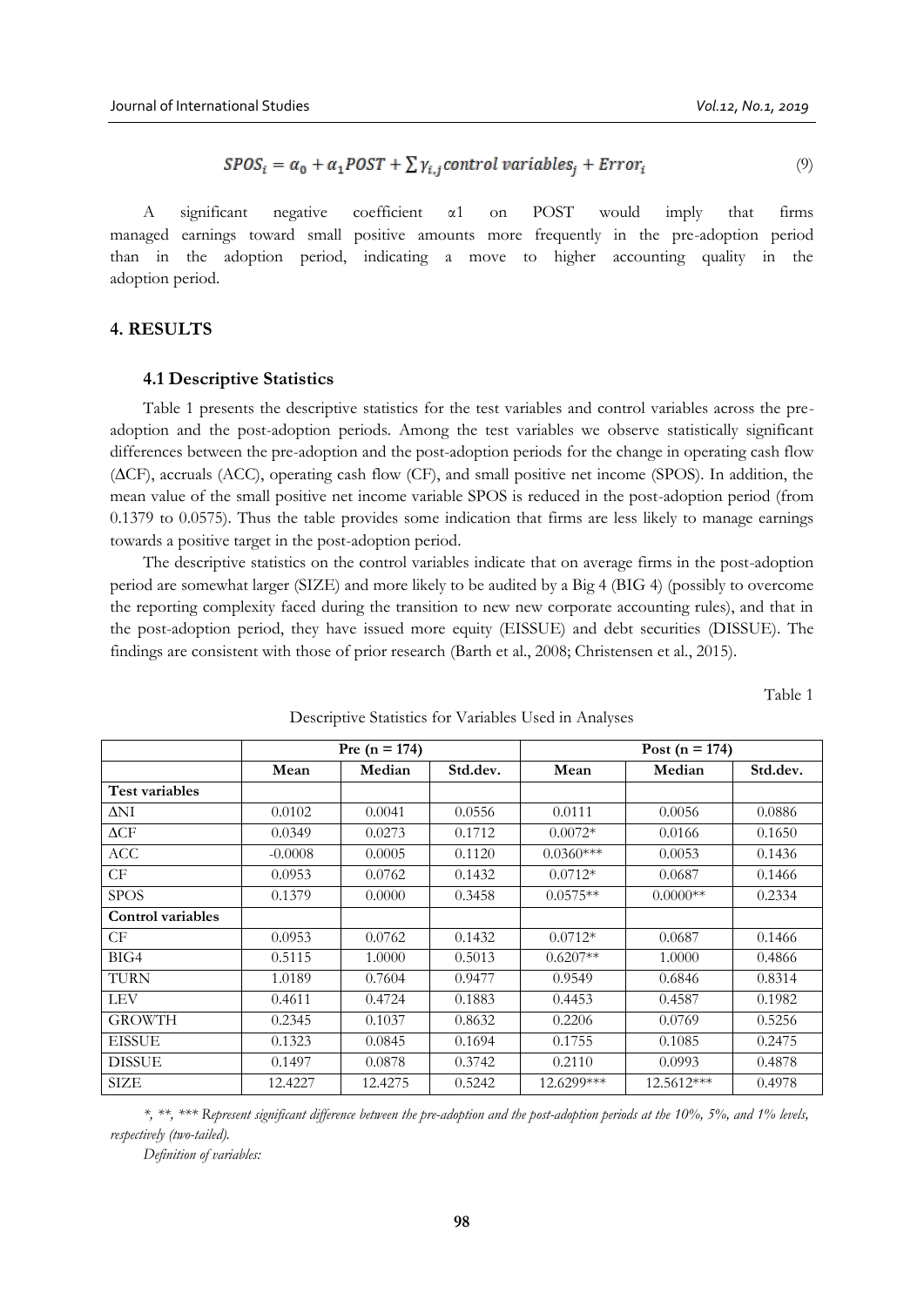$$SPOS_i = \alpha_0 + \alpha_1 POST + \sum \gamma_{i,j} control\ variables_j + Error_i \tag{9}$$

A significant negative coefficient α1 on POST would imply that firms managed earnings toward small positive amounts more frequently in the pre-adoption period than in the adoption period, indicating a move to higher accounting quality in the adoption period.

## 4. RESULTS

### 4.1 Descriptive Statistics

Table 1 presents the descriptive statistics for the test variables and control variables across the pre-adoption and the post-adoption periods. Among the test variables we observe statistically significant differences between the pre-adoption and the post-adoption periods for the change in operating cash flow (ΔCF), accruals (ACC), operating cash flow (CF), and small positive net income (SPOS). In addition, the mean value of the small positive net income variable SPOS is reduced in the post-adoption period (from 0.1379 to 0.0575). Thus the table provides some indication that firms are less likely to manage earnings towards a positive target in the post-adoption period.

The descriptive statistics on the control variables indicate that on average firms in the post-adoption period are somewhat larger (SIZE) and more likely to be audited by a Big 4 (BIG 4) (possibly to overcome the reporting complexity faced during the transition to new new corporate accounting rules), and that in the post-adoption period, they have issued more equity (EISSUE) and debt securities (DISSUE). The findings are consistent with those of prior research (Barth et al., 2008; Christensen et al., 2015).

Table 1

Descriptive Statistics for Variables Used in Analyses

| | Pre (n = 174) | | | Post (n = 174) | | |
|---|---|---|---|---|---|---|
| | **Mean** | **Median** | **Std.dev.** | **Mean** | **Median** | **Std.dev.** |
| **Test variables** | | | | | | |
| ΔNI | 0.0102 | 0.0041 | 0.0556 | 0.0111 | 0.0056 | 0.0886 |
| ΔCF | 0.0349 | 0.0273 | 0.1712 | 0.0072* | 0.0166 | 0.1650 |
| ACC | -0.0008 | 0.0005 | 0.1120 | 0.0360*** | 0.0053 | 0.1436 |
| CF | 0.0953 | 0.0762 | 0.1432 | 0.0712* | 0.0687 | 0.1466 |
| SPOS | 0.1379 | 0.0000 | 0.3458 | 0.0575** | 0.0000** | 0.2334 |
| **Control variables** | | | | | | |
| CF | 0.0953 | 0.0762 | 0.1432 | 0.0712* | 0.0687 | 0.1466 |
| BIG4 | 0.5115 | 1.0000 | 0.5013 | 0.6207** | 1.0000 | 0.4866 |
| TURN | 1.0189 | 0.7604 | 0.9477 | 0.9549 | 0.6846 | 0.8314 |
| LEV | 0.4611 | 0.4724 | 0.1883 | 0.4453 | 0.4587 | 0.1982 |
| GROWTH | 0.2345 | 0.1037 | 0.8632 | 0.2206 | 0.0769 | 0.5256 |
| EISSUE | 0.1323 | 0.0845 | 0.1694 | 0.1755 | 0.1085 | 0.2475 |
| DISSUE | 0.1497 | 0.0878 | 0.3742 | 0.2110 | 0.0993 | 0.4878 |
| SIZE | 12.4227 | 12.4275 | 0.5242 | 12.6299*** | 12.5612*** | 0.4978 |

*\*, \*\*, \*\*\* Represent significant difference between the pre-adoption and the post-adoption periods at the 10%, 5%, and 1% levels, respectively (two-tailed).*

*Definition of variables:*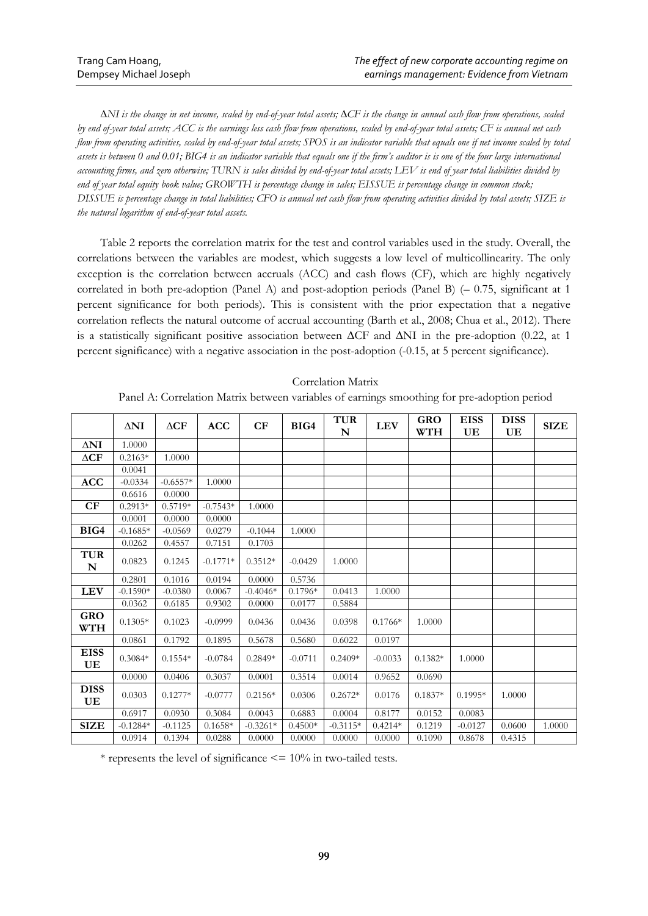*ΔNI is the change in net income, scaled by end-of-year total assets; ΔCF is the change in annual cash flow from operations, scaled by end of-year total assets; ACC is the earnings less cash flow from operations, scaled by end-of-year total assets; CF is annual net cash flow from operating activities, scaled by end-of-year total assets; SPOS is an indicator variable that equals one if net income scaled by total assets is between 0 and 0.01; BIG4 is an indicator variable that equals one if the firm's auditor is is one of the four large international accounting firms, and zero otherwise; TURN is sales divided by end-of-year total assets; LEV is end of year total liabilities divided by end of year total equity book value; GROWTH is percentage change in sales; EISSUE is percentage change in common stock; DISSUE is percentage change in total liabilities; CFO is annual net cash flow from operating activities divided by total assets; SIZE is the natural logarithm of end-of-year total assets.*

Table 2 reports the correlation matrix for the test and control variables used in the study. Overall, the correlations between the variables are modest, which suggests a low level of multicollinearity. The only exception is the correlation between accruals (ACC) and cash flows (CF), which are highly negatively correlated in both pre-adoption (Panel A) and post-adoption periods (Panel B) (– 0.75, significant at 1 percent significance for both periods). This is consistent with the prior expectation that a negative correlation reflects the natural outcome of accrual accounting (Barth et al., 2008; Chua et al., 2012). There is a statistically significant positive association between ΔCF and ΔNI in the pre-adoption (0.22, at 1 percent significance) with a negative association in the post-adoption (-0.15, at 5 percent significance).

Correlation Matrix

Panel A: Correlation Matrix between variables of earnings smoothing for pre-adoption period

| | ΔNI | ΔCF | ACC | CF | BIG4 | TURN | LEV | GROWTH | EISSUE | DISSUE | SIZE |
|---|---|---|---|---|---|---|---|---|---|---|---|
| **ΔNI** | 1.0000 | | | | | | | | | | |
| **ΔCF** | 0.2163* | 1.0000 | | | | | | | | | |
| | 0.0041 | | | | | | | | | | |
| **ACC** | -0.0334 | -0.6557* | 1.0000 | | | | | | | | |
| | 0.6616 | 0.0000 | | | | | | | | | |
| **CF** | 0.2913* | 0.5719* | -0.7543* | 1.0000 | | | | | | | |
| | 0.0001 | 0.0000 | 0.0000 | | | | | | | | |
| **BIG4** | -0.1685* | -0.0569 | 0.0279 | -0.1044 | 1.0000 | | | | | | |
| | 0.0262 | 0.4557 | 0.7151 | 0.1703 | | | | | | | |
| **TURN** | 0.0823 | 0.1245 | -0.1771* | 0.3512* | -0.0429 | 1.0000 | | | | | |
| | 0.2801 | 0.1016 | 0.0194 | 0.0000 | 0.5736 | | | | | | |
| **LEV** | -0.1590* | -0.0380 | 0.0067 | -0.4046* | 0.1796* | 0.0413 | 1.0000 | | | | |
| | 0.0362 | 0.6185 | 0.9302 | 0.0000 | 0.0177 | 0.5884 | | | | | |
| **GROWTH** | 0.1305* | 0.1023 | -0.0999 | 0.0436 | 0.0436 | 0.0398 | 0.1766* | 1.0000 | | | |
| | 0.0861 | 0.1792 | 0.1895 | 0.5678 | 0.5680 | 0.6022 | 0.0197 | | | | |
| **EISSUE** | 0.3084* | 0.1554* | -0.0784 | 0.2849* | -0.0711 | 0.2409* | -0.0033 | 0.1382* | 1.0000 | | |
| | 0.0000 | 0.0406 | 0.3037 | 0.0001 | 0.3514 | 0.0014 | 0.9652 | 0.0690 | | | |
| **DISSUE** | 0.0303 | 0.1277* | -0.0777 | 0.2156* | 0.0306 | 0.2672* | 0.0176 | 0.1837* | 0.1995* | 1.0000 | |
| | 0.6917 | 0.0930 | 0.3084 | 0.0043 | 0.6883 | 0.0004 | 0.8177 | 0.0152 | 0.0083 | | |
| **SIZE** | -0.1284* | -0.1125 | 0.1658* | -0.3261* | 0.4500* | -0.3115* | 0.4214* | 0.1219 | -0.0127 | 0.0600 | 1.0000 |
| | 0.0914 | 0.1394 | 0.0288 | 0.0000 | 0.0000 | 0.0000 | 0.0000 | 0.1090 | 0.8678 | 0.4315 | |

* represents the level of significance <= 10% in two-tailed tests.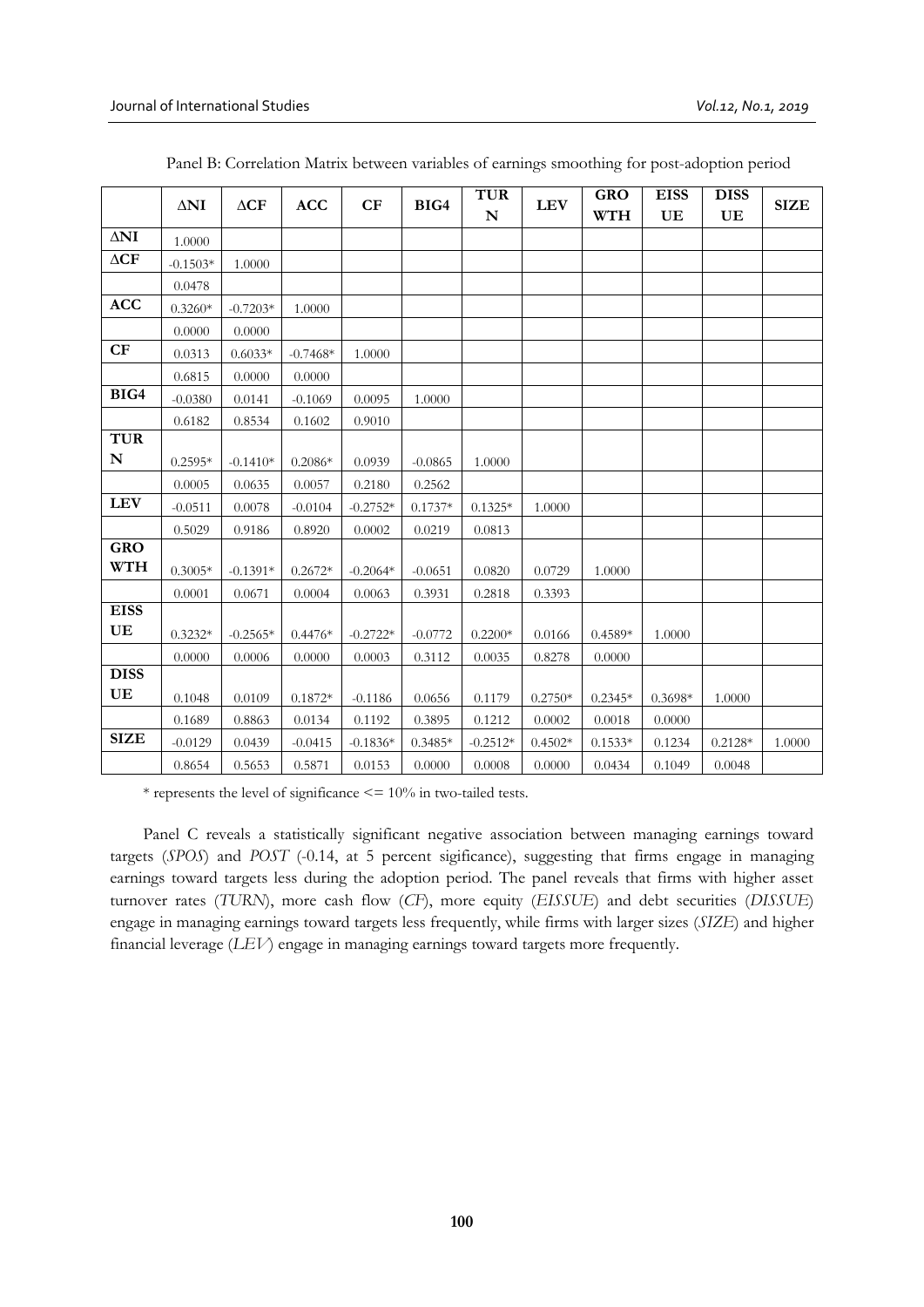Panel B: Correlation Matrix between variables of earnings smoothing for post-adoption period

| | ΔNI | ΔCF | ACC | CF | BIG4 | TURN | LEV | GROWTH | EISSUE | DISSUE | SIZE |
|---|---|---|---|---|---|---|---|---|---|---|---|
| **ΔNI** | 1.0000 | | | | | | | | | | |
| **ΔCF** | -0.1503* | 1.0000 | | | | | | | | | |
| | 0.0478 | | | | | | | | | | |
| **ACC** | 0.3260* | -0.7203* | 1.0000 | | | | | | | | |
| | 0.0000 | 0.0000 | | | | | | | | | |
| **CF** | 0.0313 | 0.6033* | -0.7468* | 1.0000 | | | | | | | |
| | 0.6815 | 0.0000 | 0.0000 | | | | | | | | |
| **BIG4** | -0.0380 | 0.0141 | -0.1069 | 0.0095 | 1.0000 | | | | | | |
| | 0.6182 | 0.8534 | 0.1602 | 0.9010 | | | | | | | |
| **TURN** | 0.2595* | -0.1410* | 0.2086* | 0.0939 | -0.0865 | 1.0000 | | | | | |
| | 0.0005 | 0.0635 | 0.0057 | 0.2180 | 0.2562 | | | | | | |
| **LEV** | -0.0511 | 0.0078 | -0.0104 | -0.2752* | 0.1737* | 0.1325* | 1.0000 | | | | |
| | 0.5029 | 0.9186 | 0.8920 | 0.0002 | 0.0219 | 0.0813 | | | | | |
| **GROWTH** | 0.3005* | -0.1391* | 0.2672* | -0.2064* | -0.0651 | 0.0820 | 0.0729 | 1.0000 | | | |
| | 0.0001 | 0.0671 | 0.0004 | 0.0063 | 0.3931 | 0.2818 | 0.3393 | | | | |
| **EISSUE** | 0.3232* | -0.2565* | 0.4476* | -0.2722* | -0.0772 | 0.2200* | 0.0166 | 0.4589* | 1.0000 | | |
| | 0.0000 | 0.0006 | 0.0000 | 0.0003 | 0.3112 | 0.0035 | 0.8278 | 0.0000 | | | |
| **DISSUE** | 0.1048 | 0.0109 | 0.1872* | -0.1186 | 0.0656 | 0.1179 | 0.2750* | 0.2345* | 0.3698* | 1.0000 | |
| | 0.1689 | 0.8863 | 0.0134 | 0.1192 | 0.3895 | 0.1212 | 0.0002 | 0.0018 | 0.0000 | | |
| **SIZE** | -0.0129 | 0.0439 | -0.0415 | -0.1836* | 0.3485* | -0.2512* | 0.4502* | 0.1533* | 0.1234 | 0.2128* | 1.0000 |
| | 0.8654 | 0.5653 | 0.5871 | 0.0153 | 0.0000 | 0.0008 | 0.0000 | 0.0434 | 0.1049 | 0.0048 | |

* represents the level of significance <= 10% in two-tailed tests.

Panel C reveals a statistically significant negative association between managing earnings toward targets (*SPOS*) and *POST* (-0.14, at 5 percent sigificance), suggesting that firms engage in managing earnings toward targets less during the adoption period. The panel reveals that firms with higher asset turnover rates (*TURN*), more cash flow (*CF*), more equity (*EISSUE*) and debt securities (*DISSUE*) engage in managing earnings toward targets less frequently, while firms with larger sizes (*SIZE*) and higher financial leverage (*LEV*) engage in managing earnings toward targets more frequently.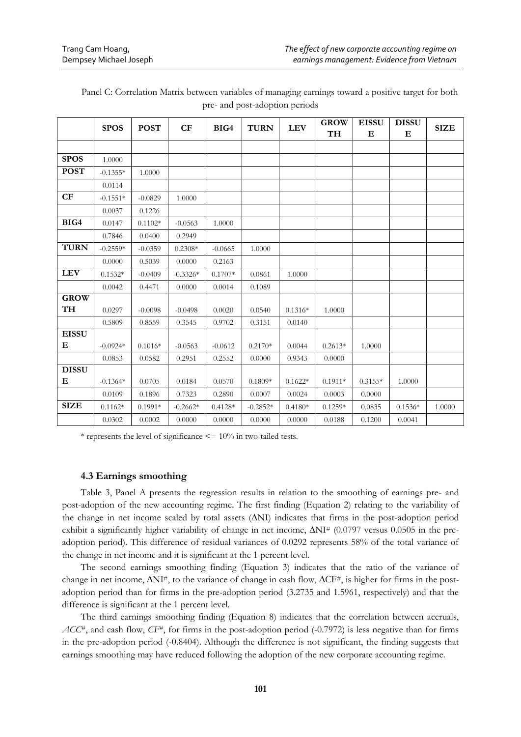Panel C: Correlation Matrix between variables of managing earnings toward a positive target for both pre- and post-adoption periods

| | SPOS | POST | CF | BIG4 | TURN | LEV | GROWTH | EISSUE | DISSUE | SIZE |
|---|---|---|---|---|---|---|---|---|---|---|
| | | | | | | | | | | |
| SPOS | 1.0000 | | | | | | | | | |
| POST | -0.1355* | 1.0000 | | | | | | | | |
| | 0.0114 | | | | | | | | | |
| CF | -0.1551* | -0.0829 | 1.0000 | | | | | | | |
| | 0.0037 | 0.1226 | | | | | | | | |
| BIG4 | 0.0147 | 0.1102* | -0.0563 | 1.0000 | | | | | | |
| | 0.7846 | 0.0400 | 0.2949 | | | | | | | |
| TURN | -0.2559* | -0.0359 | 0.2308* | -0.0665 | 1.0000 | | | | | |
| | 0.0000 | 0.5039 | 0.0000 | 0.2163 | | | | | | |
| LEV | 0.1532* | -0.0409 | -0.3326* | 0.1707* | 0.0861 | 1.0000 | | | | |
| | 0.0042 | 0.4471 | 0.0000 | 0.0014 | 0.1089 | | | | | |
| GROWTH | 0.0297 | -0.0098 | -0.0498 | 0.0020 | 0.0540 | 0.1316* | 1.0000 | | | |
| | 0.5809 | 0.8559 | 0.3545 | 0.9702 | 0.3151 | 0.0140 | | | | |
| EISSUE | -0.0924* | 0.1016* | -0.0563 | -0.0612 | 0.2170* | 0.0044 | 0.2613* | 1.0000 | | |
| | 0.0853 | 0.0582 | 0.2951 | 0.2552 | 0.0000 | 0.9343 | 0.0000 | | | |
| DISSUE | -0.1364* | 0.0705 | 0.0184 | 0.0570 | 0.1809* | 0.1622* | 0.1911* | 0.3155* | 1.0000 | |
| | 0.0109 | 0.1896 | 0.7323 | 0.2890 | 0.0007 | 0.0024 | 0.0003 | 0.0000 | | |
| SIZE | 0.1162* | 0.1991* | -0.2662* | 0.4128* | -0.2852* | 0.4180* | 0.1259* | 0.0835 | 0.1536* | 1.0000 |
| | 0.0302 | 0.0002 | 0.0000 | 0.0000 | 0.0000 | 0.0000 | 0.0188 | 0.1200 | 0.0041 | |

\* represents the level of significance <= 10% in two-tailed tests.

### 4.3 Earnings smoothing

Table 3, Panel A presents the regression results in relation to the smoothing of earnings pre- and post-adoption of the new accounting regime. The first finding (Equation 2) relating to the variability of the change in net income scaled by total assets ($\Delta$NI) indicates that firms in the post-adoption period exhibit a significantly higher variability of change in net income, $\Delta NI^{\#}$ (0.0797 versus 0.0505 in the pre-adoption period). This difference of residual variances of 0.0292 represents 58% of the total variance of the change in net income and it is significant at the 1 percent level.

The second earnings smoothing finding (Equation 3) indicates that the ratio of the variance of change in net income, $\Delta NI^{\#}$, to the variance of change in cash flow, $\Delta CF^{\#}$, is higher for firms in the post-adoption period than for firms in the pre-adoption period (3.2735 and 1.5961, respectively) and that the difference is significant at the 1 percent level.

The third earnings smoothing finding (Equation 8) indicates that the correlation between accruals, $ACC^{\#}$, and cash flow, $CF^{\#}$, for firms in the post-adoption period (-0.7972) is less negative than for firms in the pre-adoption period (-0.8404). Although the difference is not significant, the finding suggests that earnings smoothing may have reduced following the adoption of the new corporate accounting regime.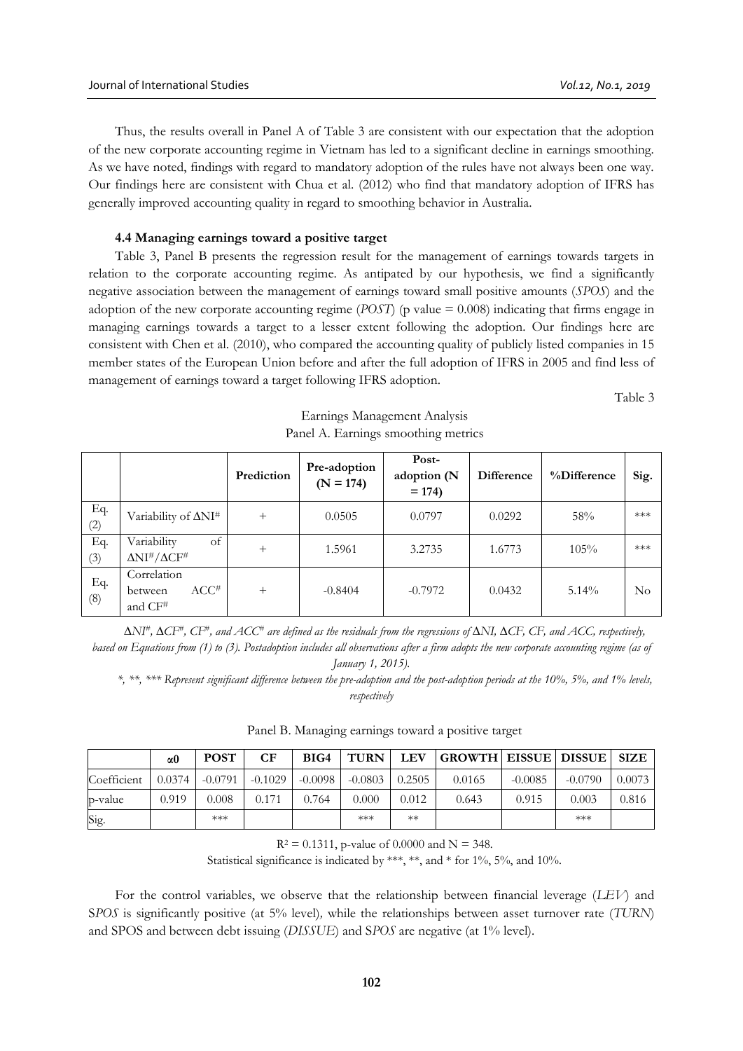Thus, the results overall in Panel A of Table 3 are consistent with our expectation that the adoption of the new corporate accounting regime in Vietnam has led to a significant decline in earnings smoothing. As we have noted, findings with regard to mandatory adoption of the rules have not always been one way. Our findings here are consistent with Chua et al. (2012) who find that mandatory adoption of IFRS has generally improved accounting quality in regard to smoothing behavior in Australia.

### 4.4 Managing earnings toward a positive target

Table 3, Panel B presents the regression result for the management of earnings towards targets in relation to the corporate accounting regime. As antipated by our hypothesis, we find a significantly negative association between the management of earnings toward small positive amounts (*SPOS*) and the adoption of the new corporate accounting regime (*POST*) (p value = 0.008) indicating that firms engage in managing earnings towards a target to a lesser extent following the adoption. Our findings here are consistent with Chen et al. (2010), who compared the accounting quality of publicly listed companies in 15 member states of the European Union before and after the full adoption of IFRS in 2005 and find less of management of earnings toward a target following IFRS adoption.

Table 3

Earnings Management Analysis

Panel A. Earnings smoothing metrics

| | | Prediction | Pre-adoption (N = 174) | Post-adoption (N = 174) | Difference | %Difference | Sig. |
|---|---|---|---|---|---|---|---|
| Eq. (2) | Variability of $\Delta NI^{\#}$ | + | 0.0505 | 0.0797 | 0.0292 | 58% | *** |
| Eq. (3) | Variability of $\Delta NI^{\#}/\Delta CF^{\#}$ | + | 1.5961 | 3.2735 | 1.6773 | 105% | *** |
| Eq. (8) | Correlation between $ACC^{\#}$ and $CF^{\#}$ | + | -0.8404 | -0.7972 | 0.0432 | 5.14% | No |

*$\Delta NI^{\#}$, $\Delta CF^{\#}$, $CF^{\#}$, and $ACC^{\#}$ are defined as the residuals from the regressions of $\Delta NI$, $\Delta CF$, CF, and ACC, respectively, based on Equations from (1) to (3). Postadoption includes all observations after a firm adopts the new corporate accounting regime (as of January 1, 2015).*

*\*, \*\*, \*\*\* Represent significant difference between the pre-adoption and the post-adoption periods at the 10%, 5%, and 1% levels, respectively*

Panel B. Managing earnings toward a positive target

| | $\alpha 0$ | POST | CF | BIG4 | TURN | LEV | GROWTH | EISSUE | DISSUE | SIZE |
|---|---|---|---|---|---|---|---|---|---|---|
| Coefficient | 0.0374 | -0.0791 | -0.1029 | -0.0098 | -0.0803 | 0.2505 | 0.0165 | -0.0085 | -0.0790 | 0.0073 |
| p-value | 0.919 | 0.008 | 0.171 | 0.764 | 0.000 | 0.012 | 0.643 | 0.915 | 0.003 | 0.816 |
| Sig. | | *** | | | *** | ** | | | *** | |

$R^2 = 0.1311$, p-value of 0.0000 and N = 348.

Statistical significance is indicated by ***, **, and * for 1%, 5%, and 10%.

For the control variables, we observe that the relationship between financial leverage (*LEV*) and S*POS* is significantly positive (at 5% level), while the relationships between asset turnover rate (*TURN*) and SPOS and between debt issuing (*DISSUE*) and S*POS* are negative (at 1% level).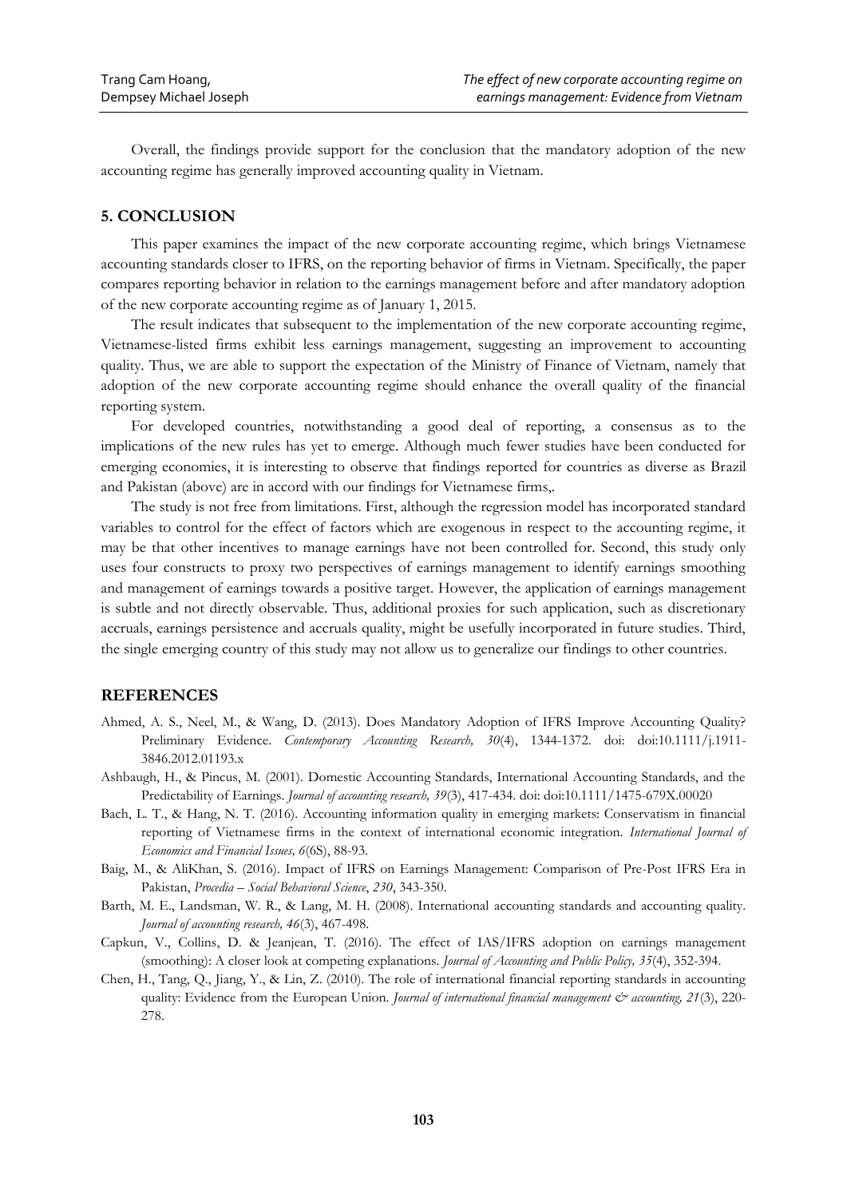Overall, the findings provide support for the conclusion that the mandatory adoption of the new accounting regime has generally improved accounting quality in Vietnam.

## 5. CONCLUSION

This paper examines the impact of the new corporate accounting regime, which brings Vietnamese accounting standards closer to IFRS, on the reporting behavior of firms in Vietnam. Specifically, the paper compares reporting behavior in relation to the earnings management before and after mandatory adoption of the new corporate accounting regime as of January 1, 2015.

The result indicates that subsequent to the implementation of the new corporate accounting regime, Vietnamese-listed firms exhibit less earnings management, suggesting an improvement to accounting quality. Thus, we are able to support the expectation of the Ministry of Finance of Vietnam, namely that adoption of the new corporate accounting regime should enhance the overall quality of the financial reporting system.

For developed countries, notwithstanding a good deal of reporting, a consensus as to the implications of the new rules has yet to emerge. Although much fewer studies have been conducted for emerging economies, it is interesting to observe that findings reported for countries as diverse as Brazil and Pakistan (above) are in accord with our findings for Vietnamese firms,.

The study is not free from limitations. First, although the regression model has incorporated standard variables to control for the effect of factors which are exogenous in respect to the accounting regime, it may be that other incentives to manage earnings have not been controlled for. Second, this study only uses four constructs to proxy two perspectives of earnings management to identify earnings smoothing and management of earnings towards a positive target. However, the application of earnings management is subtle and not directly observable. Thus, additional proxies for such application, such as discretionary accruals, earnings persistence and accruals quality, might be usefully incorporated in future studies. Third, the single emerging country of this study may not allow us to generalize our findings to other countries.

## REFERENCES

Ahmed, A. S., Neel, M., & Wang, D. (2013). Does Mandatory Adoption of IFRS Improve Accounting Quality? Preliminary Evidence. *Contemporary Accounting Research, 30*(4), 1344-1372. doi: doi:10.1111/j.1911-3846.2012.01193.x

Ashbaugh, H., & Pincus, M. (2001). Domestic Accounting Standards, International Accounting Standards, and the Predictability of Earnings. *Journal of accounting research, 39*(3), 417-434. doi: doi:10.1111/1475-679X.00020

Bach, L. T., & Hang, N. T. (2016). Accounting information quality in emerging markets: Conservatism in financial reporting of Vietnamese firms in the context of international economic integration. *International Journal of Economics and Financial Issues, 6*(6S), 88-93.

Baig, M., & AliKhan, S. (2016). Impact of IFRS on Earnings Management: Comparison of Pre-Post IFRS Era in Pakistan, *Procedia – Social Behavioral Science*, *230*, 343-350.

Barth, M. E., Landsman, W. R., & Lang, M. H. (2008). International accounting standards and accounting quality. *Journal of accounting research, 46*(3), 467-498.

Capkun, V., Collins, D. & Jeanjean, T. (2016). The effect of IAS/IFRS adoption on earnings management (smoothing): A closer look at competing explanations. *Journal of Accounting and Public Policy, 35*(4), 352-394.

Chen, H., Tang, Q., Jiang, Y., & Lin, Z. (2010). The role of international financial reporting standards in accounting quality: Evidence from the European Union. *Journal of international financial management & accounting, 21*(3), 220-278.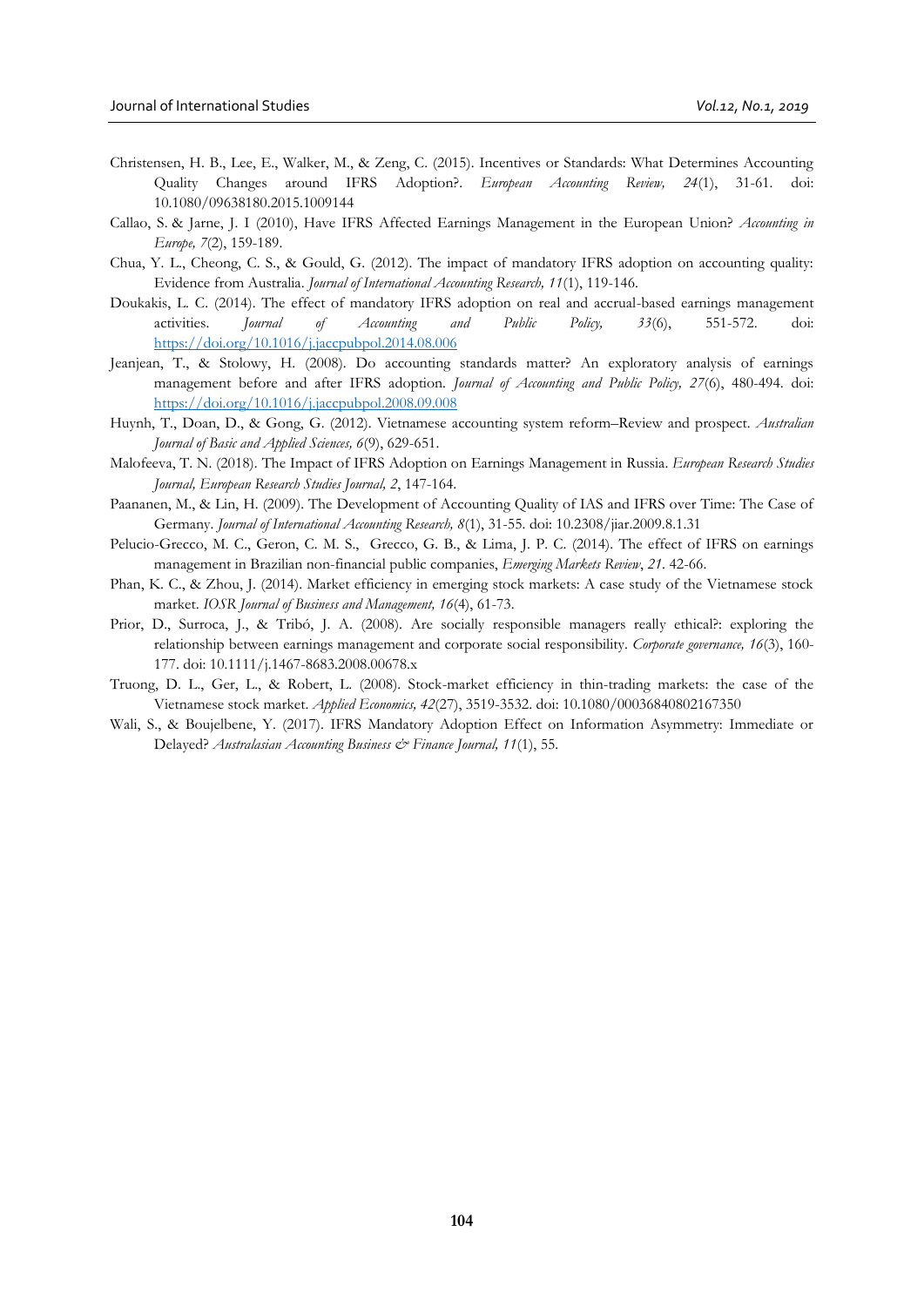Christensen, H. B., Lee, E., Walker, M., & Zeng, C. (2015). Incentives or Standards: What Determines Accounting Quality Changes around IFRS Adoption?. *European Accounting Review, 24*(1), 31-61. doi: 10.1080/09638180.2015.1009144

Callao, S. & Jarne, J. I (2010), Have IFRS Affected Earnings Management in the European Union? *Accounting in Europe, 7*(2), 159-189.

Chua, Y. L., Cheong, C. S., & Gould, G. (2012). The impact of mandatory IFRS adoption on accounting quality: Evidence from Australia. *Journal of International Accounting Research, 11*(1), 119-146.

Doukakis, L. C. (2014). The effect of mandatory IFRS adoption on real and accrual-based earnings management activities. *Journal of Accounting and Public Policy, 33*(6), 551-572. doi: https://doi.org/10.1016/j.jaccpubpol.2014.08.006

Jeanjean, T., & Stolowy, H. (2008). Do accounting standards matter? An exploratory analysis of earnings management before and after IFRS adoption. *Journal of Accounting and Public Policy, 27*(6), 480-494. doi: https://doi.org/10.1016/j.jaccpubpol.2008.09.008

Huynh, T., Doan, D., & Gong, G. (2012). Vietnamese accounting system reform–Review and prospect. *Australian Journal of Basic and Applied Sciences, 6*(9), 629-651.

Malofeeva, T. N. (2018). The Impact of IFRS Adoption on Earnings Management in Russia. *European Research Studies Journal, European Research Studies Journal, 2*, 147-164.

Paananen, M., & Lin, H. (2009). The Development of Accounting Quality of IAS and IFRS over Time: The Case of Germany. *Journal of International Accounting Research, 8*(1), 31-55. doi: 10.2308/jiar.2009.8.1.31

Pelucio-Grecco, M. C., Geron, C. M. S., Grecco, G. B., & Lima, J. P. C. (2014). The effect of IFRS on earnings management in Brazilian non-financial public companies, *Emerging Markets Review*, *21*. 42-66.

Phan, K. C., & Zhou, J. (2014). Market efficiency in emerging stock markets: A case study of the Vietnamese stock market. *IOSR Journal of Business and Management, 16*(4), 61-73.

Prior, D., Surroca, J., & Tribó, J. A. (2008). Are socially responsible managers really ethical?: exploring the relationship between earnings management and corporate social responsibility. *Corporate governance, 16*(3), 160-177. doi: 10.1111/j.1467-8683.2008.00678.x

Truong, D. L., Ger, L., & Robert, L. (2008). Stock-market efficiency in thin-trading markets: the case of the Vietnamese stock market. *Applied Economics, 42*(27), 3519-3532. doi: 10.1080/00036840802167350

Wali, S., & Boujelbene, Y. (2017). IFRS Mandatory Adoption Effect on Information Asymmetry: Immediate or Delayed? *Australasian Accounting Business & Finance Journal, 11*(1), 55.